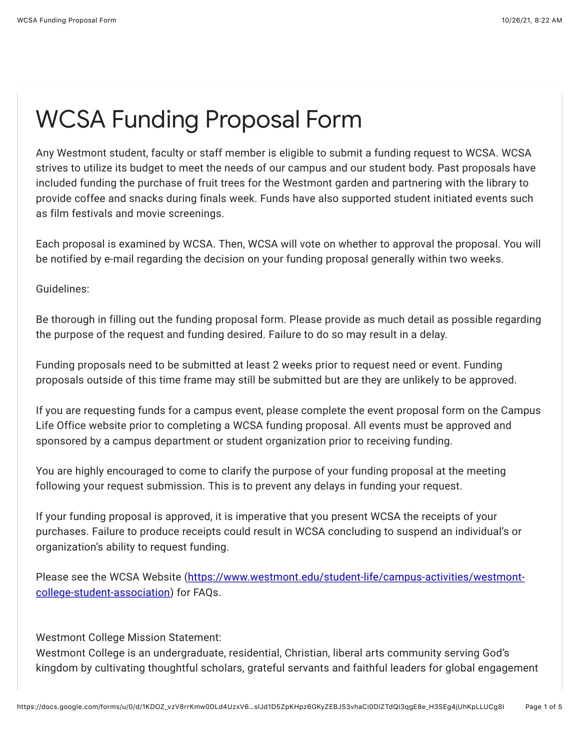# WCSA Funding Proposal Form

Any Westmont student, faculty or staff member is eligible to submit a funding request to WCSA. WCSA strives to utilize its budget to meet the needs of our campus and our student body. Past proposals have included funding the purchase of fruit trees for the Westmont garden and partnering with the library to provide coffee and snacks during finals week. Funds have also supported student initiated events such as film festivals and movie screenings.

Each proposal is examined by WCSA. Then, WCSA will vote on whether to approval the proposal. You will be notified by e-mail regarding the decision on your funding proposal generally within two weeks.

Guidelines:

Be thorough in filling out the funding proposal form. Please provide as much detail as possible regarding the purpose of the request and funding desired. Failure to do so may result in a delay.

Funding proposals need to be submitted at least 2 weeks prior to request need or event. Funding proposals outside of this time frame may still be submitted but are they are unlikely to be approved.

If you are requesting funds for a campus event, please complete the event proposal form on the Campus Life Office website prior to completing a WCSA funding proposal. All events must be approved and sponsored by a campus department or student organization prior to receiving funding.

You are highly encouraged to come to clarify the purpose of your funding proposal at the meeting following your request submission. This is to prevent any delays in funding your request.

If your funding proposal is approved, it is imperative that you present WCSA the receipts of your purchases. Failure to produce receipts could result in WCSA concluding to suspend an individual's or organization's ability to request funding.

Please see the WCSA Website ([https://www.westmont.edu/student-life/campus-activities/westmont-college-student-association](https://www.westmont.edu/student-life/campus-activities/westmont-college-student-association)) for FAQs.

Westmont College Mission Statement:
Westmont College is an undergraduate, residential, Christian, liberal arts community serving God's kingdom by cultivating thoughtful scholars, grateful servants and faithful leaders for global engagement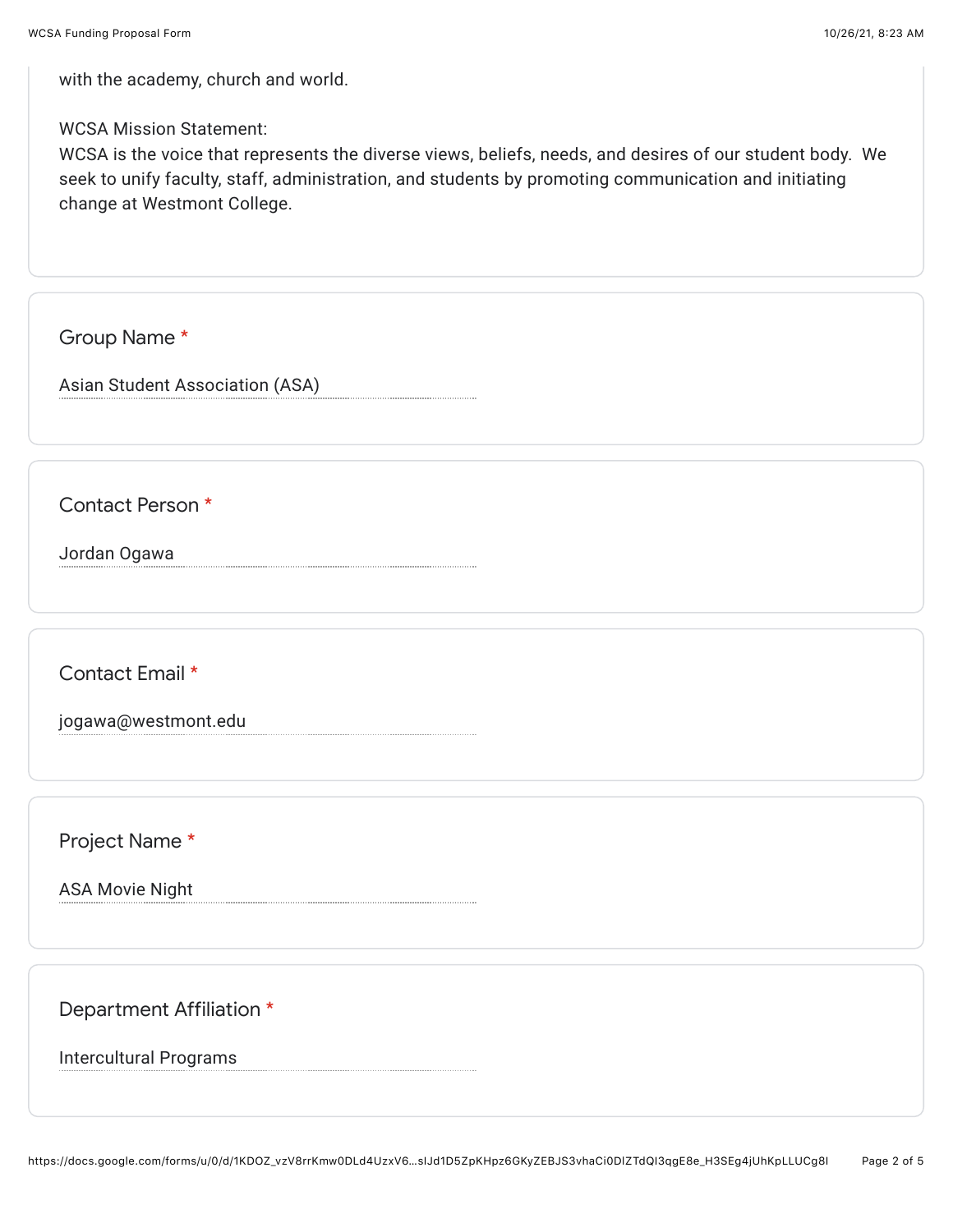with the academy, church and world.

WCSA Mission Statement:
WCSA is the voice that represents the diverse views, beliefs, needs, and desires of our student body. We seek to unify faculty, staff, administration, and students by promoting communication and initiating change at Westmont College.

Group Name *

Asian Student Association (ASA)

Contact Person *

Jordan Ogawa

Contact Email *

jogawa@westmont.edu

Project Name *

ASA Movie Night

Department Affiliation *

Intercultural Programs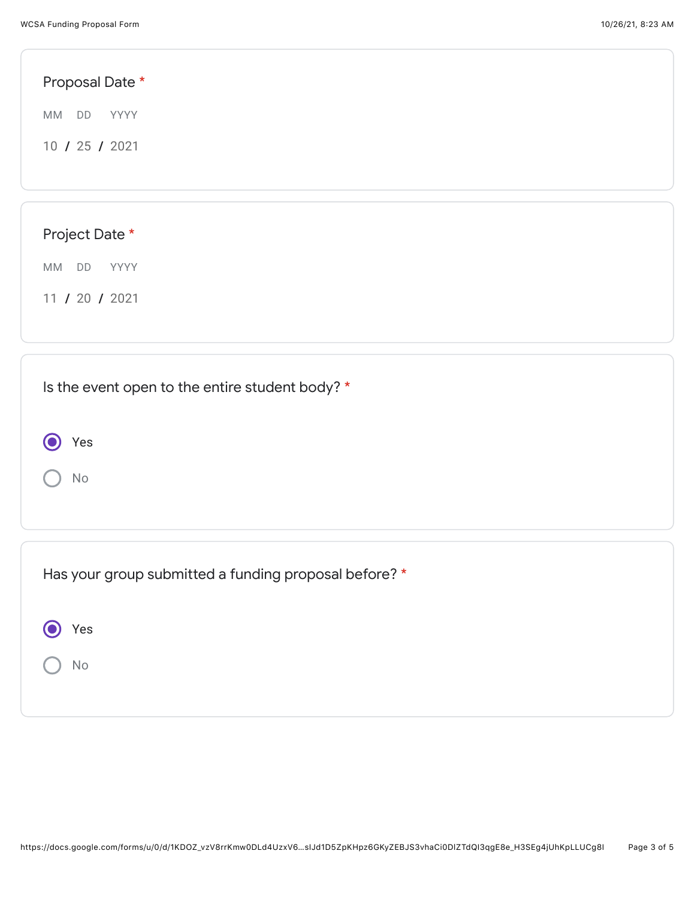Proposal Date *

MM DD YYYY

10 / 25 / 2021

Project Date *

MM DD YYYY

11 / 20 / 2021

Is the event open to the entire student body? *

- (x) Yes
- ( ) No

Has your group submitted a funding proposal before? *

- (x) Yes
- ( ) No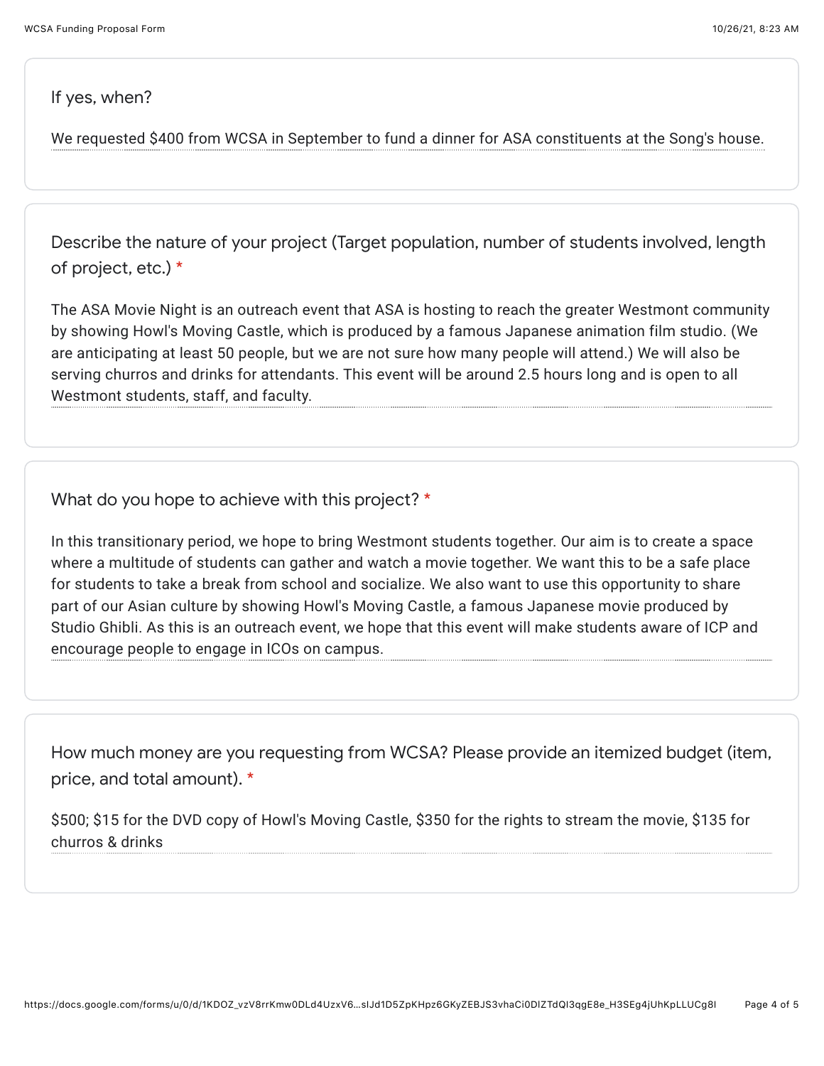If yes, when?

We requested $400 from WCSA in September to fund a dinner for ASA constituents at the Song's house.

Describe the nature of your project (Target population, number of students involved, length of project, etc.) *

The ASA Movie Night is an outreach event that ASA is hosting to reach the greater Westmont community by showing Howl's Moving Castle, which is produced by a famous Japanese animation film studio. (We are anticipating at least 50 people, but we are not sure how many people will attend.) We will also be serving churros and drinks for attendants. This event will be around 2.5 hours long and is open to all Westmont students, staff, and faculty.

What do you hope to achieve with this project? *

In this transitionary period, we hope to bring Westmont students together. Our aim is to create a space where a multitude of students can gather and watch a movie together. We want this to be a safe place for students to take a break from school and socialize. We also want to use this opportunity to share part of our Asian culture by showing Howl's Moving Castle, a famous Japanese movie produced by Studio Ghibli. As this is an outreach event, we hope that this event will make students aware of ICP and encourage people to engage in ICOs on campus.

How much money are you requesting from WCSA? Please provide an itemized budget (item, price, and total amount). *

$500; $15 for the DVD copy of Howl's Moving Castle, $350 for the rights to stream the movie, $135 for churros & drinks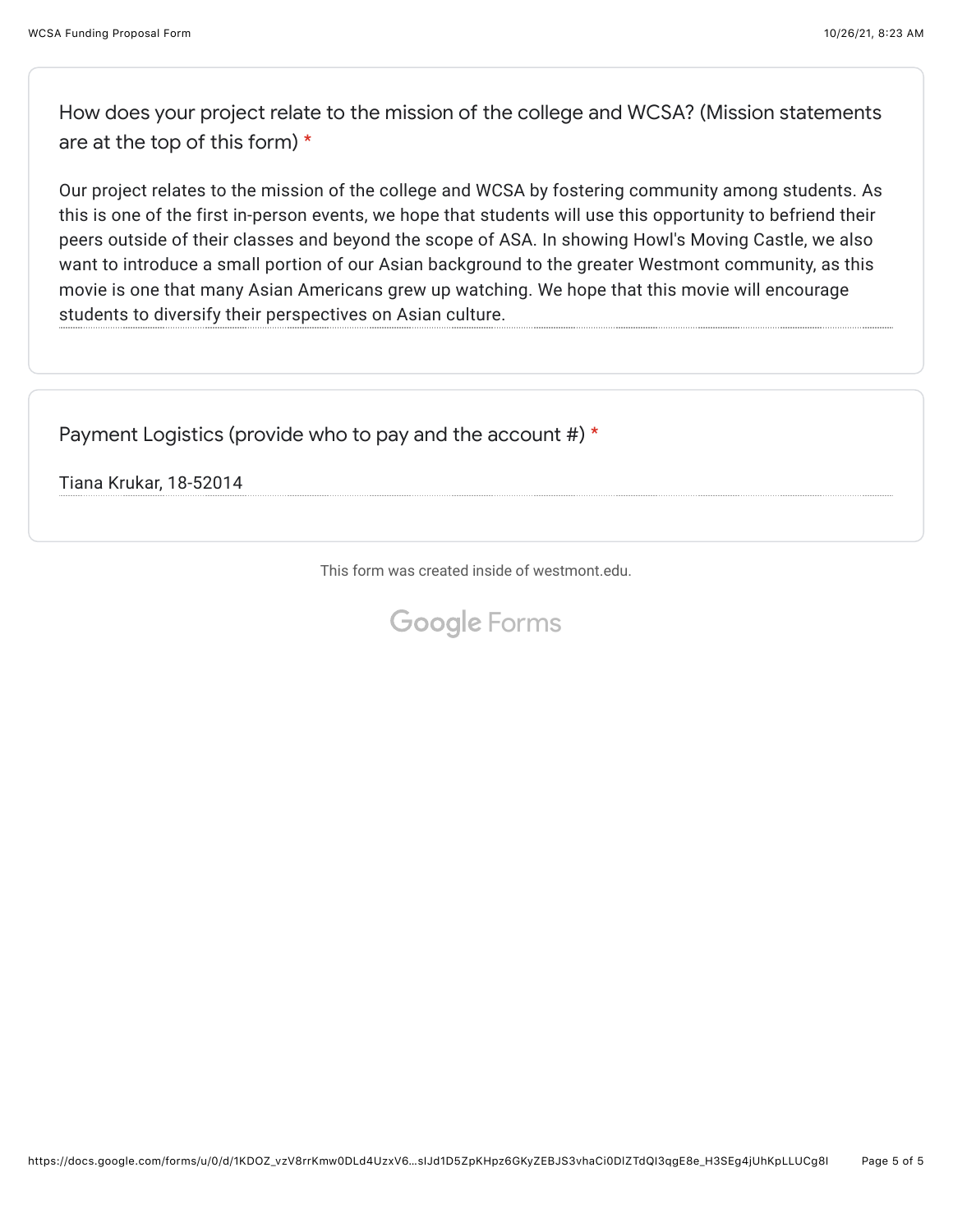How does your project relate to the mission of the college and WCSA? (Mission statements are at the top of this form) *

Our project relates to the mission of the college and WCSA by fostering community among students. As this is one of the first in-person events, we hope that students will use this opportunity to befriend their peers outside of their classes and beyond the scope of ASA. In showing Howl's Moving Castle, we also want to introduce a small portion of our Asian background to the greater Westmont community, as this movie is one that many Asian Americans grew up watching. We hope that this movie will encourage students to diversify their perspectives on Asian culture.

Payment Logistics (provide who to pay and the account #) *

Tiana Krukar, 18-52014

This form was created inside of westmont.edu.

Google Forms